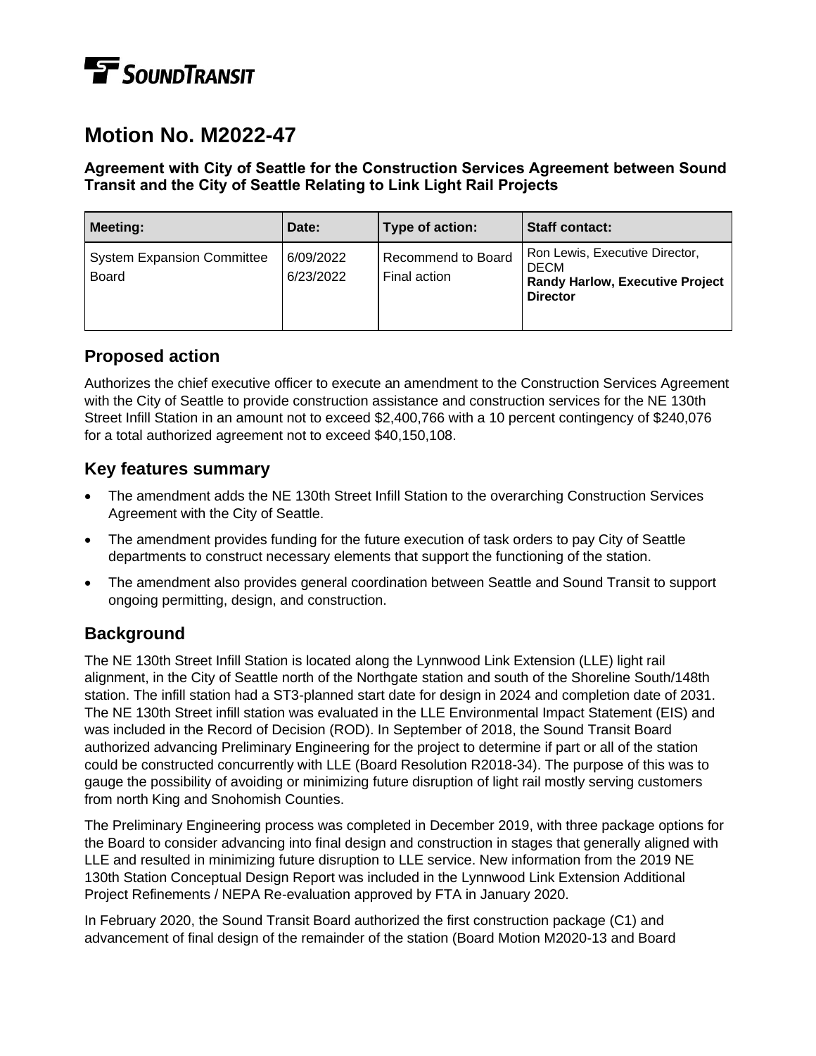SOUNDTRANSIT

# Motion No. M2022-47

### Agreement with City of Seattle for the Construction Services Agreement between Sound Transit and the City of Seattle Relating to Link Light Rail Projects

| Meeting: | Date: | Type of action: | Staff contact: |
|---|---|---|---|
| System Expansion Committee<br>Board | 6/09/2022<br>6/23/2022 | Recommend to Board<br>Final action | Ron Lewis, Executive Director, DECM<br>**Randy Harlow, Executive Project Director** |

## Proposed action

Authorizes the chief executive officer to execute an amendment to the Construction Services Agreement with the City of Seattle to provide construction assistance and construction services for the NE 130th Street Infill Station in an amount not to exceed $2,400,766 with a 10 percent contingency of $240,076 for a total authorized agreement not to exceed $40,150,108.

## Key features summary

- The amendment adds the NE 130th Street Infill Station to the overarching Construction Services Agreement with the City of Seattle.
- The amendment provides funding for the future execution of task orders to pay City of Seattle departments to construct necessary elements that support the functioning of the station.
- The amendment also provides general coordination between Seattle and Sound Transit to support ongoing permitting, design, and construction.

## Background

The NE 130th Street Infill Station is located along the Lynnwood Link Extension (LLE) light rail alignment, in the City of Seattle north of the Northgate station and south of the Shoreline South/148th station. The infill station had a ST3-planned start date for design in 2024 and completion date of 2031. The NE 130th Street infill station was evaluated in the LLE Environmental Impact Statement (EIS) and was included in the Record of Decision (ROD). In September of 2018, the Sound Transit Board authorized advancing Preliminary Engineering for the project to determine if part or all of the station could be constructed concurrently with LLE (Board Resolution R2018-34). The purpose of this was to gauge the possibility of avoiding or minimizing future disruption of light rail mostly serving customers from north King and Snohomish Counties.

The Preliminary Engineering process was completed in December 2019, with three package options for the Board to consider advancing into final design and construction in stages that generally aligned with LLE and resulted in minimizing future disruption to LLE service. New information from the 2019 NE 130th Station Conceptual Design Report was included in the Lynnwood Link Extension Additional Project Refinements / NEPA Re-evaluation approved by FTA in January 2020.

In February 2020, the Sound Transit Board authorized the first construction package (C1) and advancement of final design of the remainder of the station (Board Motion M2020-13 and Board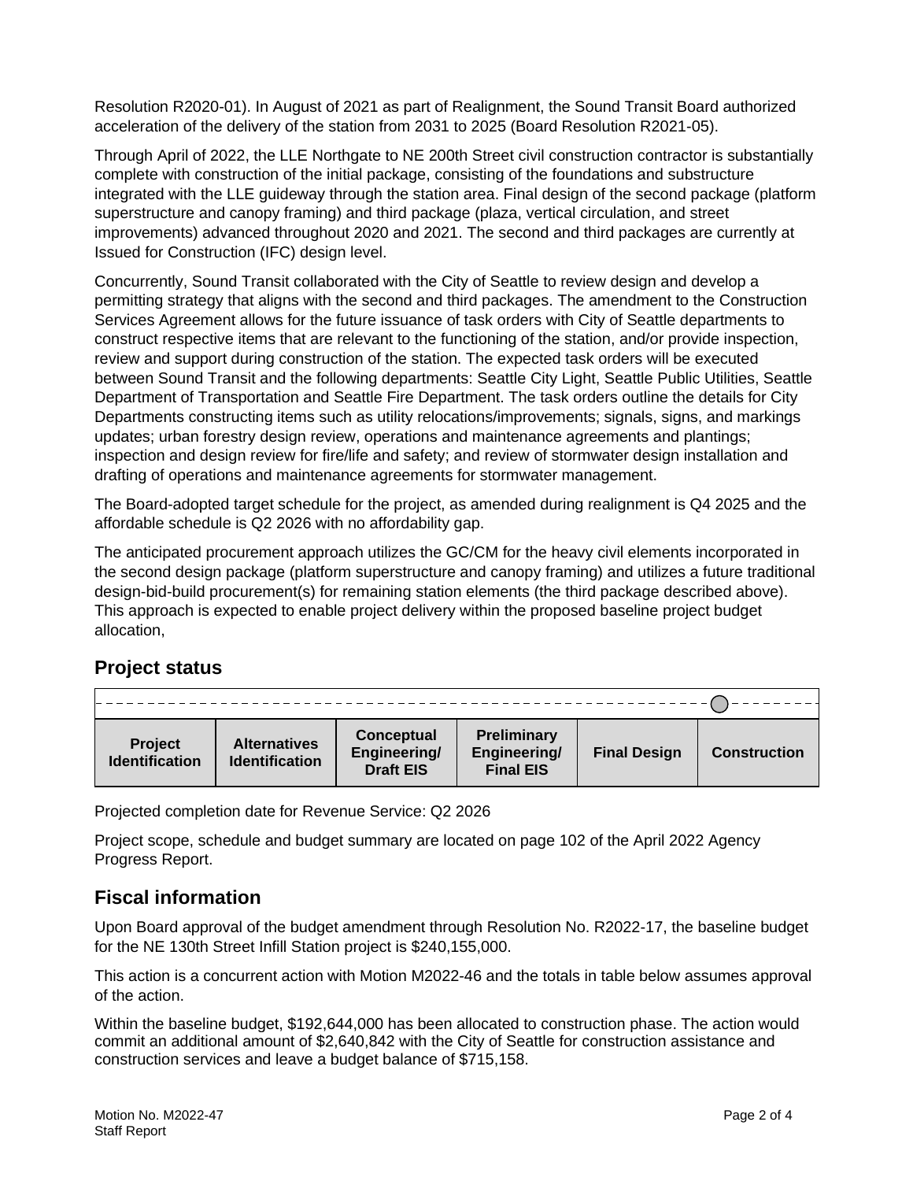Resolution R2020-01). In August of 2021 as part of Realignment, the Sound Transit Board authorized acceleration of the delivery of the station from 2031 to 2025 (Board Resolution R2021-05).

Through April of 2022, the LLE Northgate to NE 200th Street civil construction contractor is substantially complete with construction of the initial package, consisting of the foundations and substructure integrated with the LLE guideway through the station area. Final design of the second package (platform superstructure and canopy framing) and third package (plaza, vertical circulation, and street improvements) advanced throughout 2020 and 2021. The second and third packages are currently at Issued for Construction (IFC) design level.

Concurrently, Sound Transit collaborated with the City of Seattle to review design and develop a permitting strategy that aligns with the second and third packages. The amendment to the Construction Services Agreement allows for the future issuance of task orders with City of Seattle departments to construct respective items that are relevant to the functioning of the station, and/or provide inspection, review and support during construction of the station. The expected task orders will be executed between Sound Transit and the following departments: Seattle City Light, Seattle Public Utilities, Seattle Department of Transportation and Seattle Fire Department. The task orders outline the details for City Departments constructing items such as utility relocations/improvements; signals, signs, and markings updates; urban forestry design review, operations and maintenance agreements and plantings; inspection and design review for fire/life and safety; and review of stormwater design installation and drafting of operations and maintenance agreements for stormwater management.

The Board-adopted target schedule for the project, as amended during realignment is Q4 2025 and the affordable schedule is Q2 2026 with no affordability gap.

The anticipated procurement approach utilizes the GC/CM for the heavy civil elements incorporated in the second design package (platform superstructure and canopy framing) and utilizes a future traditional design-bid-build procurement(s) for remaining station elements (the third package described above). This approach is expected to enable project delivery within the proposed baseline project budget allocation,

## Project status

| Project Identification | Alternatives Identification | Conceptual Engineering/ Draft EIS | Preliminary Engineering/ Final EIS | Final Design | Construction |
|---|---|---|---|---|---|
| | | | | | ◯ |

Projected completion date for Revenue Service: Q2 2026

Project scope, schedule and budget summary are located on page 102 of the April 2022 Agency Progress Report.

## Fiscal information

Upon Board approval of the budget amendment through Resolution No. R2022-17, the baseline budget for the NE 130th Street Infill Station project is $240,155,000.

This action is a concurrent action with Motion M2022-46 and the totals in table below assumes approval of the action.

Within the baseline budget, $192,644,000 has been allocated to construction phase. The action would commit an additional amount of $2,640,842 with the City of Seattle for construction assistance and construction services and leave a budget balance of $715,158.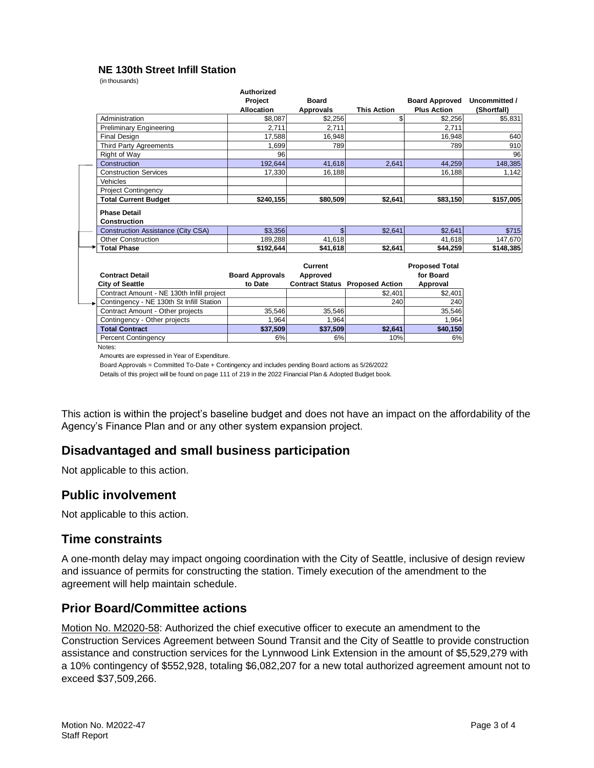**NE 130th Street Infill Station**

(in thousands)

| | Authorized Project Allocation | Board Approvals | This Action | Board Approved Plus Action | Uncommitted / (Shortfall) |
|---|---|---|---|---|---|
| Administration | $8,087 | $2,256 | $ | $2,256 | $5,831 |
| Preliminary Engineering | 2,711 | 2,711 | | 2,711 | |
| Final Design | 17,588 | 16,948 | | 16,948 | 640 |
| Third Party Agreements | 1,699 | 789 | | 789 | 910 |
| Right of Way | 96 | | | | 96 |
| Construction | 192,644 | 41,618 | 2,641 | 44,259 | 148,385 |
| Construction Services | 17,330 | 16,188 | | 16,188 | 1,142 |
| Vehicles | | | | | |
| Project Contingency | | | | | |
| **Total Current Budget** | **$240,155** | **$80,509** | **$2,641** | **$83,150** | **$157,005** |
| **Phase Detail Construction** | | | | | |
| Construction Assistance (City CSA) | $3,356 | $ | $2,641 | $2,641 | $715 |
| Other Construction | 189,288 | 41,618 | | 41,618 | 147,670 |
| **Total Phase** | **$192,644** | **$41,618** | **$2,641** | **$44,259** | **$148,385** |

| **Contract Detail City of Seattle** | Board Approvals to Date | Current Approved Contract Status | Proposed Action | Proposed Total for Board Approval |
|---|---|---|---|---|
| Contract Amount - NE 130th Infill project | | | $2,401 | $2,401 |
| Contingency - NE 130th St Infill Station | | | 240 | 240 |
| Contract Amount - Other projects | 35,546 | 35,546 | | 35,546 |
| Contingency - Other projects | 1,964 | 1,964 | | 1,964 |
| **Total Contract** | **$37,509** | **$37,509** | **$2,641** | **$40,150** |
| Percent Contingency | 6% | 6% | 10% | 6% |

Notes:

Amounts are expressed in Year of Expenditure.

Board Approvals = Committed To-Date + Contingency and includes pending Board actions as 5/26/2022

Details of this project will be found on page 111 of 219 in the 2022 Financial Plan & Adopted Budget book.

This action is within the project's baseline budget and does not have an impact on the affordability of the Agency's Finance Plan and or any other system expansion project.

## Disadvantaged and small business participation

Not applicable to this action.

## Public involvement

Not applicable to this action.

## Time constraints

A one-month delay may impact ongoing coordination with the City of Seattle, inclusive of design review and issuance of permits for constructing the station. Timely execution of the amendment to the agreement will help maintain schedule.

## Prior Board/Committee actions

Motion No. M2020-58: Authorized the chief executive officer to execute an amendment to the Construction Services Agreement between Sound Transit and the City of Seattle to provide construction assistance and construction services for the Lynnwood Link Extension in the amount of $5,529,279 with a 10% contingency of $552,928, totaling $6,082,207 for a new total authorized agreement amount not to exceed $37,509,266.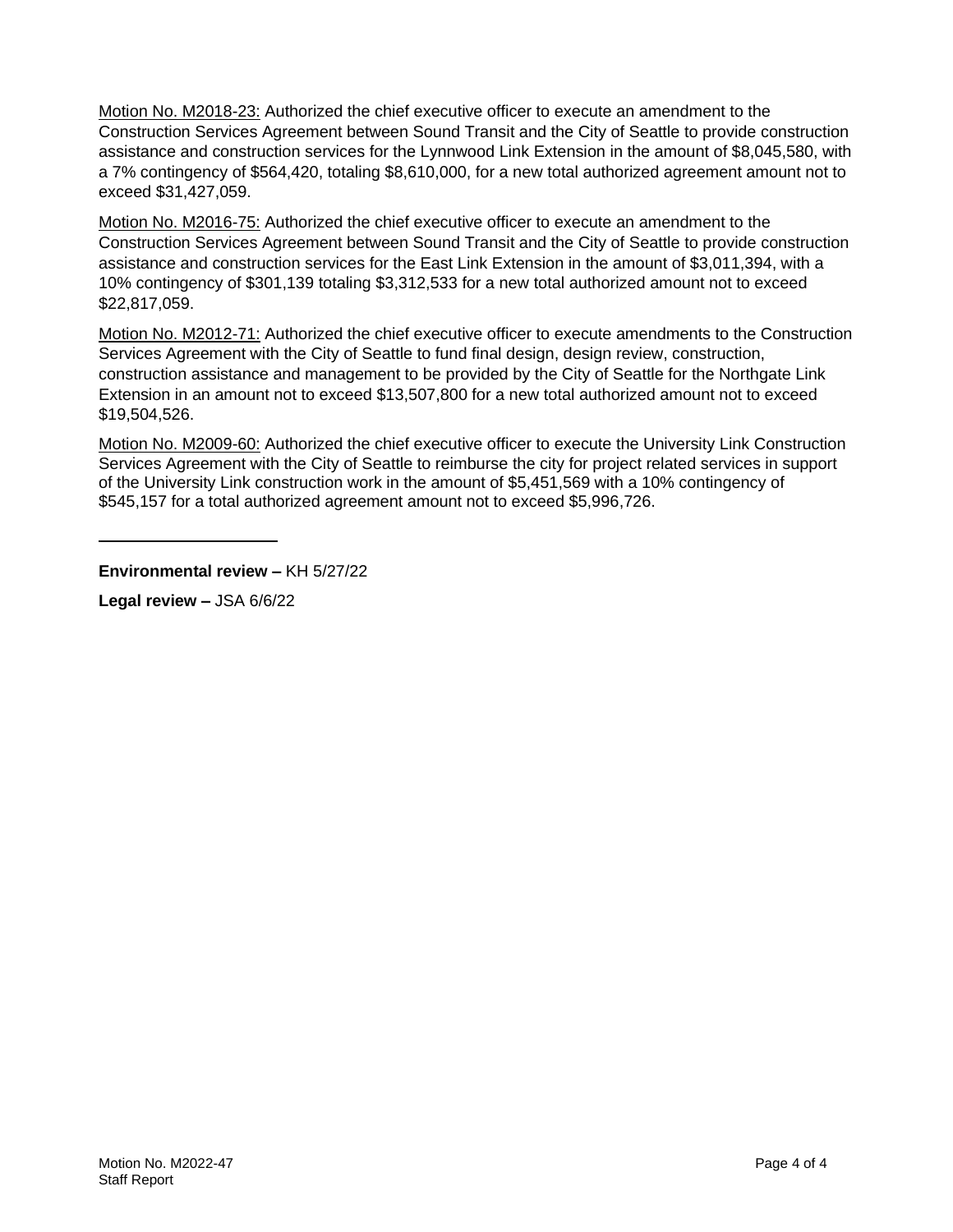Motion No. M2018-23: Authorized the chief executive officer to execute an amendment to the Construction Services Agreement between Sound Transit and the City of Seattle to provide construction assistance and construction services for the Lynnwood Link Extension in the amount of $8,045,580, with a 7% contingency of $564,420, totaling $8,610,000, for a new total authorized agreement amount not to exceed $31,427,059.

Motion No. M2016-75: Authorized the chief executive officer to execute an amendment to the Construction Services Agreement between Sound Transit and the City of Seattle to provide construction assistance and construction services for the East Link Extension in the amount of $3,011,394, with a 10% contingency of $301,139 totaling $3,312,533 for a new total authorized amount not to exceed $22,817,059.

Motion No. M2012-71: Authorized the chief executive officer to execute amendments to the Construction Services Agreement with the City of Seattle to fund final design, design review, construction, construction assistance and management to be provided by the City of Seattle for the Northgate Link Extension in an amount not to exceed $13,507,800 for a new total authorized amount not to exceed $19,504,526.

Motion No. M2009-60: Authorized the chief executive officer to execute the University Link Construction Services Agreement with the City of Seattle to reimburse the city for project related services in support of the University Link construction work in the amount of $5,451,569 with a 10% contingency of $545,157 for a total authorized agreement amount not to exceed $5,996,726.

---

**Environmental review –** KH 5/27/22

**Legal review –** JSA 6/6/22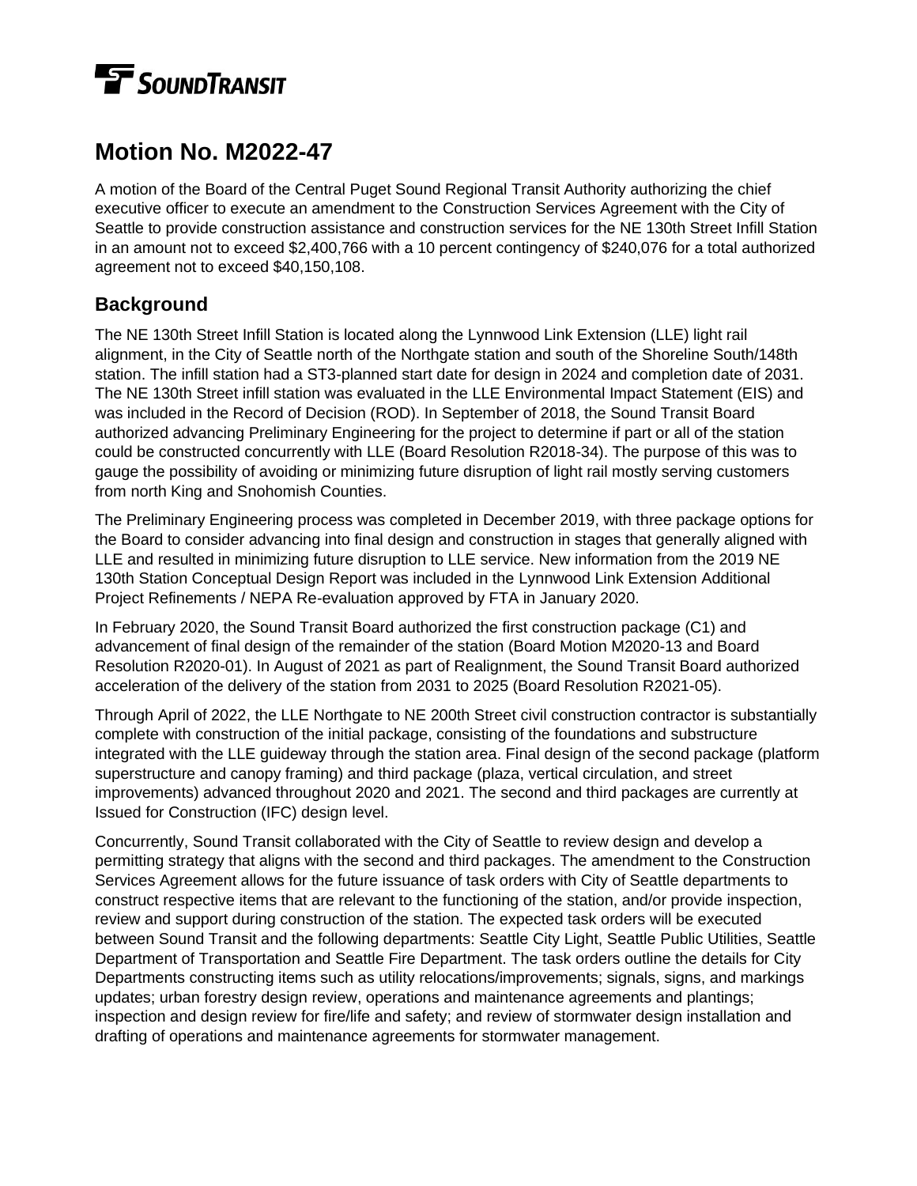**SOUNDTRANSIT**

# Motion No. M2022-47

A motion of the Board of the Central Puget Sound Regional Transit Authority authorizing the chief executive officer to execute an amendment to the Construction Services Agreement with the City of Seattle to provide construction assistance and construction services for the NE 130th Street Infill Station in an amount not to exceed $2,400,766 with a 10 percent contingency of $240,076 for a total authorized agreement not to exceed $40,150,108.

## Background

The NE 130th Street Infill Station is located along the Lynnwood Link Extension (LLE) light rail alignment, in the City of Seattle north of the Northgate station and south of the Shoreline South/148th station. The infill station had a ST3-planned start date for design in 2024 and completion date of 2031. The NE 130th Street infill station was evaluated in the LLE Environmental Impact Statement (EIS) and was included in the Record of Decision (ROD). In September of 2018, the Sound Transit Board authorized advancing Preliminary Engineering for the project to determine if part or all of the station could be constructed concurrently with LLE (Board Resolution R2018-34). The purpose of this was to gauge the possibility of avoiding or minimizing future disruption of light rail mostly serving customers from north King and Snohomish Counties.

The Preliminary Engineering process was completed in December 2019, with three package options for the Board to consider advancing into final design and construction in stages that generally aligned with LLE and resulted in minimizing future disruption to LLE service. New information from the 2019 NE 130th Station Conceptual Design Report was included in the Lynnwood Link Extension Additional Project Refinements / NEPA Re-evaluation approved by FTA in January 2020.

In February 2020, the Sound Transit Board authorized the first construction package (C1) and advancement of final design of the remainder of the station (Board Motion M2020-13 and Board Resolution R2020-01). In August of 2021 as part of Realignment, the Sound Transit Board authorized acceleration of the delivery of the station from 2031 to 2025 (Board Resolution R2021-05).

Through April of 2022, the LLE Northgate to NE 200th Street civil construction contractor is substantially complete with construction of the initial package, consisting of the foundations and substructure integrated with the LLE guideway through the station area. Final design of the second package (platform superstructure and canopy framing) and third package (plaza, vertical circulation, and street improvements) advanced throughout 2020 and 2021. The second and third packages are currently at Issued for Construction (IFC) design level.

Concurrently, Sound Transit collaborated with the City of Seattle to review design and develop a permitting strategy that aligns with the second and third packages. The amendment to the Construction Services Agreement allows for the future issuance of task orders with City of Seattle departments to construct respective items that are relevant to the functioning of the station, and/or provide inspection, review and support during construction of the station. The expected task orders will be executed between Sound Transit and the following departments: Seattle City Light, Seattle Public Utilities, Seattle Department of Transportation and Seattle Fire Department. The task orders outline the details for City Departments constructing items such as utility relocations/improvements; signals, signs, and markings updates; urban forestry design review, operations and maintenance agreements and plantings; inspection and design review for fire/life and safety; and review of stormwater design installation and drafting of operations and maintenance agreements for stormwater management.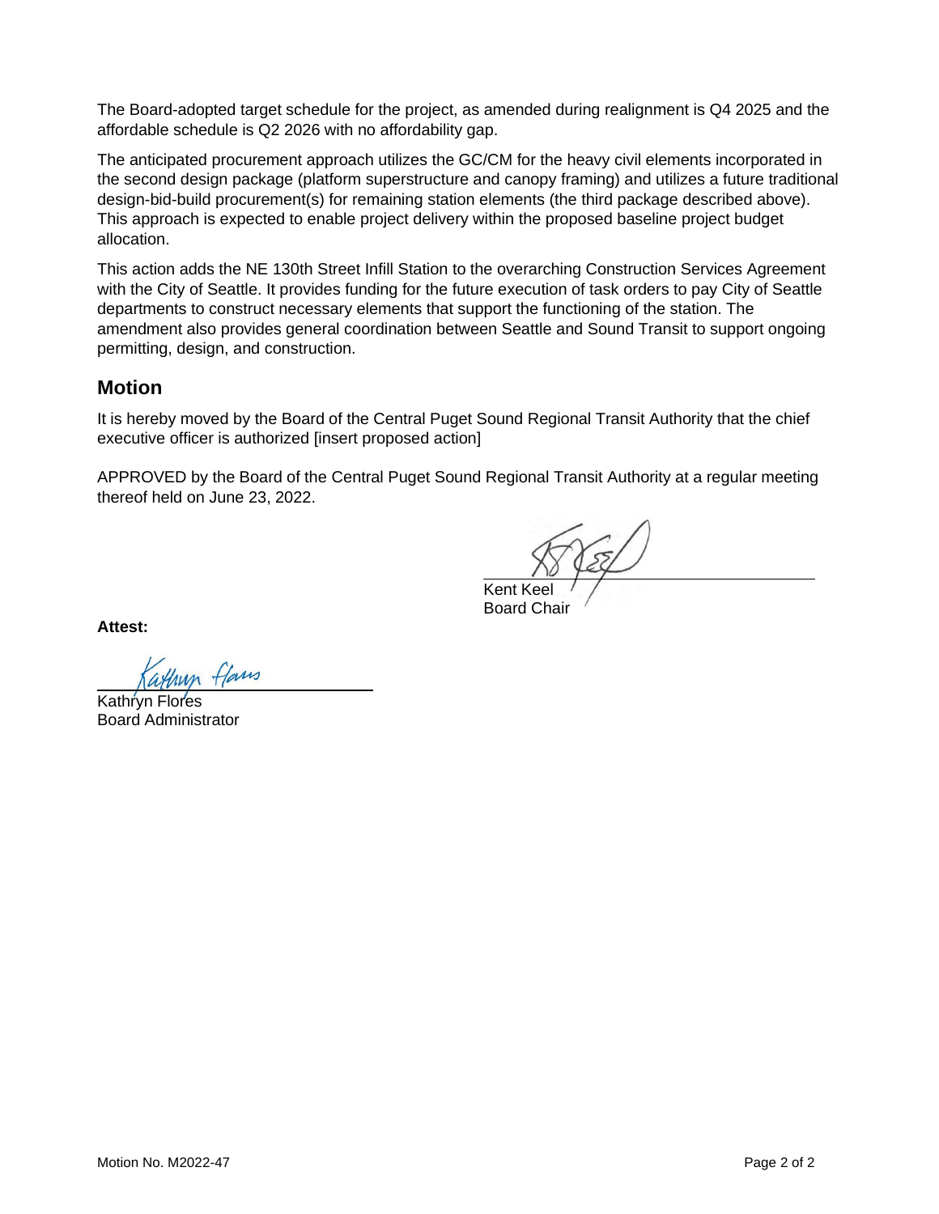The Board-adopted target schedule for the project, as amended during realignment is Q4 2025 and the affordable schedule is Q2 2026 with no affordability gap.

The anticipated procurement approach utilizes the GC/CM for the heavy civil elements incorporated in the second design package (platform superstructure and canopy framing) and utilizes a future traditional design-bid-build procurement(s) for remaining station elements (the third package described above). This approach is expected to enable project delivery within the proposed baseline project budget allocation.

This action adds the NE 130th Street Infill Station to the overarching Construction Services Agreement with the City of Seattle. It provides funding for the future execution of task orders to pay City of Seattle departments to construct necessary elements that support the functioning of the station. The amendment also provides general coordination between Seattle and Sound Transit to support ongoing permitting, design, and construction.

## Motion

It is hereby moved by the Board of the Central Puget Sound Regional Transit Authority that the chief executive officer is authorized [insert proposed action]

APPROVED by the Board of the Central Puget Sound Regional Transit Authority at a regular meeting thereof held on June 23, 2022.

Kent Keel
Board Chair

**Attest:**

Kathryn Flores
Board Administrator

Motion No. M2022-47